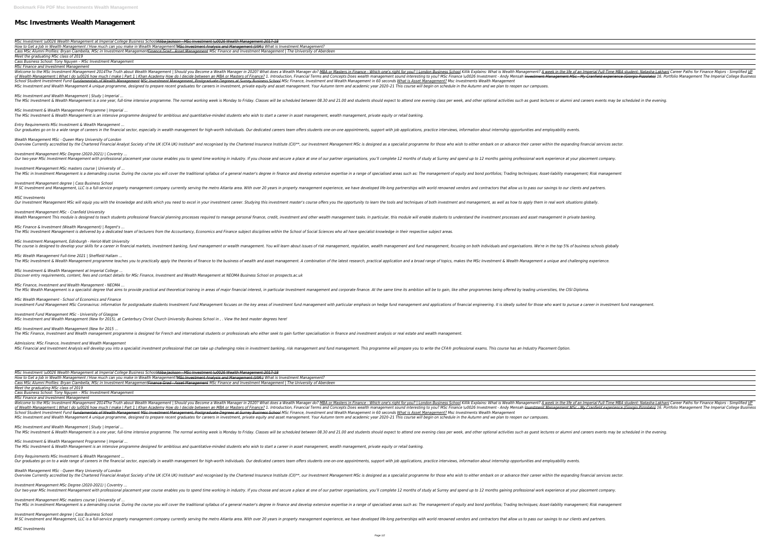# Msc Investments Wealth Management

*MSc Investment \u0026 Wealth Management at Imperial College Business School*~~Atiba Jackson - MSc Investment \u0026 Wealth Management 2017-18~~
*How to Get a Job in Wealth Management / How much can you make in Wealth Management?*~~MSc Investment Analysis and Management (IAM )~~ *What is Investment Management?*
*Cass MSc Alumni Profiles: Bryan Ciambella, MSc in Investment Management*~~Finance Grad - Asset Management~~ *MSc Finance and Investment Management | The University of Aberdeen*
*Meet the graduating MSc class of 2019*
*Cass Business School: Tony Nguyen – MSc Investment Management*
*MSc Finance and Investment Management*

Welcome to the MSc Investment Management 2014The Truth about Wealth Management | Should you Become a Wealth Manager in 2020? What does a Wealth Manager do? MBA or Masters in Finance - Which one's right for you? | London Business School Killik Explains: What is Wealth Management? A week in the life of an Imperial Full-Time MBA student: Natasha Lakhani Career Paths for Finance Majors - Simplified VP of Wealth Management | What I do \u0026 how much I make | Part 1 | Khan Academy How do I decide between an MBA or Masters of Finance? 1. Introduction, Financial Terms and Concepts Does wealth management sound interesting to you? MSc Finance \u0026 Investment - Andy Mensah ~~Investment Management MSc - My Cranfield experience (Giorgio Pizzolato)~~ 16. Portfolio Management The Imperial College Business School Student Investment Fund ~~Fundamentals of Wealth Management~~ ~~MSc Investment Management, Postgraduate Degrees at Surrey Business School~~ MSc Finance, Investment and Wealth Management in 60 seconds What is Asset Management? *Msc Investments Wealth Management*
MSc Investment and Wealth Management A unique programme, designed to prepare recent graduates for careers in investment, private equity and asset management. Your Autumn term and academic year 2020–21 This course will begin on schedule in the Autumn and we plan to reopen our campuses.

*MSc Investment and Wealth Management | Study | Imperial ...*
The MSc Investment & Wealth Management is a one year, full-time intensive programme. The normal working week is Monday to Friday. Classes will be scheduled between 08.30 and 21.00 and students should expect to attend one evening class per week, and other optional activities such as guest lectures or alumni and careers events may be scheduled in the evening.

*MSc Investment & Wealth Management Programme | Imperial ...*
The MSc Investment & Wealth Management is an intensive programme designed for ambitious and quantitative-minded students who wish to start a career in asset management, wealth management, private equity or retail banking.

*Entry Requirements MSc Investment & Wealth Management ...*
Our graduates go on to a wide range of careers in the financial sector, especially in wealth management for high-worth individuals. Our dedicated careers team offers students one-on-one appointments, support with job applications, practice interviews, information about internship opportunities and employability events.

*Wealth Management MSc - Queen Mary University of London*
Overview Currently accredited by the Chartered Financial Analyst Society of the UK (CFA UK) Institute* and recognised by the Chartered Insurance Institute (CII)**, our Investment Management MSc is designed as a specialist programme for those who wish to either embark on or advance their career within the expanding financial services sector.

*Investment Management MSc Degree (2020-2021) | Coventry ...*
Our two-year MSc Investment Management with professional placement year course enables you to spend time working in industry. If you choose and secure a place at one of our partner organisations, you'll complete 12 months of study at Surrey and spend up to 12 months gaining professional work experience at your placement company.

*Investment Management MSc masters course | University of ...*
The MSc in Investment Management is a demanding course. During the course you will cover the traditional syllabus of a general master's degree in finance and develop extensive expertise in a range of specialised areas such as: The management of equity and bond portfolios; Trading techniques; Asset-liability management; Risk management

*Investment Management degree | Cass Business School*
M SC Investment and Management, LLC is a full-service property management company currently serving the metro Atlanta area. With over 20 years in property management experience, we have developed life-long partnerships with world renowned vendors and contractors that allow us to pass our savings to our clients and partners.

*MSC Investments*
Our Investment Management MSc will equip you with the knowledge and skills which you need to excel in your investment career. Studying this investment master's course offers you the opportunity to learn the tools and techniques of both investment and management, as well as how to apply them in real work situations globally.

*Investment Management MSc - Cranfield University*
Wealth Management This module is designed to teach students professional financial planning processes required to manage personal finance, credit, investment and other wealth management tasks. In particular, this module will enable students to understand the investment processes and asset management in private banking.

*MSc Finance & Investment (Wealth Management) | Regent's ...*
The MSc Investment Management is delivered by a dedicated team of lecturers from the Accountancy, Economics and Finance subject disciplines within the School of Social Sciences who all have specialist knowledge in their respective subject areas.

*MSc Investment Management, Edinburgh - Heriot-Watt University*
The course is designed to develop your skills for a career in financial markets, investment banking, fund management or wealth management. You will learn about issues of risk management, regulation, wealth management and fund management, focusing on both individuals and organisations. We're in the top 5% of business schools globally

*MSc Wealth Management Full-time 2021 | Sheffield Hallam ...*
The MSc Investment & Wealth Management programme teaches you to practically apply the theories of finance to the business of wealth and asset management. A combination of the latest research, practical application and a broad range of topics, makes the MSc Investment & Wealth Management a unique and challenging experience.

*MSc Investment & Wealth Management at Imperial College ...*
Discover entry requirements, content, fees and contact details for MSc Finance, Investment and Wealth Management at NEOMA Business School on prospects.ac.uk

*MSc Finance, Investment and Wealth Management - NEOMA ...*
The MSc Wealth Management is a specialist degree that aims to provide practical and theoretical training in areas of major financial interest, in particular Investment management and corporate finance. At the same time its ambition will be to gain, like other programmes being offered by leading universities, the CISI Diploma.

*MSc Wealth Management - School of Economics and Finance*
Investment Fund Management MSc Coronavirus: information for postgraduate students Investment Fund Management focuses on the key areas of investment fund management with particular emphasis on hedge fund management and applications of financial engineering. It is ideally suited for those who want to pursue a career in investment fund management.

*Investment Fund Management MSc - University of Glasgow*
MSc Investment and Wealth Management (New for 2015), at Canterbury Christ Church University Business School in , . View the best master degrees here!

*MSc Investment and Wealth Management (New for 2015 ...*
The MSc Finance, Investment and Wealth management programme is designed for French and international students or professionals who either seek to gain further specialisation in finance and investment analysis or real estate and wealth management.

*Admissions: MSc Finance, Investment and Wealth Management*
MSc Financial and Investment Analysis will develop you into a specialist investment professional that can take up challenging roles in investment banking, risk management and fund management. This programme will prepare you to write the CFA® professional exams. This course has an Industry Placement Option.

*MSc Investment \u0026 Wealth Management at Imperial College Business School*~~Atiba Jackson - MSc Investment \u0026 Wealth Management 2017-18~~
*How to Get a Job in Wealth Management / How much can you make in Wealth Management?*~~MSc Investment Analysis and Management (IAM )~~ *What is Investment Management?*
*Cass MSc Alumni Profiles: Bryan Ciambella, MSc in Investment Management*~~Finance Grad - Asset Management~~ *MSc Finance and Investment Management | The University of Aberdeen*
*Meet the graduating MSc class of 2019*
*Cass Business School: Tony Nguyen – MSc Investment Management*
*MSc Finance and Investment Management*

Welcome to the MSc Investment Management 2014The Truth about Wealth Management | Should you Become a Wealth Manager in 2020? What does a Wealth Manager do? MBA or Masters in Finance - Which one's right for you? | London Business School Killik Explains: What is Wealth Management? A week in the life of an Imperial Full-Time MBA student: Natasha Lakhani Career Paths for Finance Majors - Simplified VP of Wealth Management | What I do \u0026 how much I make | Part 1 | Khan Academy How do I decide between an MBA or Masters of Finance? 1. Introduction, Financial Terms and Concepts Does wealth management sound interesting to you? MSc Finance \u0026 Investment - Andy Mensah ~~Investment Management MSc - My Cranfield experience (Giorgio Pizzolato)~~ 16. Portfolio Management The Imperial College Business School Student Investment Fund ~~Fundamentals of Wealth Management~~ ~~MSc Investment Management, Postgraduate Degrees at Surrey Business School~~ MSc Finance, Investment and Wealth Management in 60 seconds What is Asset Management? *Msc Investments Wealth Management*
MSc Investment and Wealth Management A unique programme, designed to prepare recent graduates for careers in investment, private equity and asset management. Your Autumn term and academic year 2020–21 This course will begin on schedule in the Autumn and we plan to reopen our campuses.

*MSc Investment and Wealth Management | Study | Imperial ...*
The MSc Investment & Wealth Management is a one year, full-time intensive programme. The normal working week is Monday to Friday. Classes will be scheduled between 08.30 and 21.00 and students should expect to attend one evening class per week, and other optional activities such as guest lectures or alumni and careers events may be scheduled in the evening.

*MSc Investment & Wealth Management Programme | Imperial ...*
The MSc Investment & Wealth Management is an intensive programme designed for ambitious and quantitative-minded students who wish to start a career in asset management, wealth management, private equity or retail banking.

*Entry Requirements MSc Investment & Wealth Management ...*
Our graduates go on to a wide range of careers in the financial sector, especially in wealth management for high-worth individuals. Our dedicated careers team offers students one-on-one appointments, support with job applications, practice interviews, information about internship opportunities and employability events.

*Wealth Management MSc - Queen Mary University of London*
Overview Currently accredited by the Chartered Financial Analyst Society of the UK (CFA UK) Institute* and recognised by the Chartered Insurance Institute (CII)**, our Investment Management MSc is designed as a specialist programme for those who wish to either embark on or advance their career within the expanding financial services sector.

*Investment Management MSc Degree (2020-2021) | Coventry ...*
Our two-year MSc Investment Management with professional placement year course enables you to spend time working in industry. If you choose and secure a place at one of our partner organisations, you'll complete 12 months of study at Surrey and spend up to 12 months gaining professional work experience at your placement company.

*Investment Management MSc masters course | University of ...*
The MSc in Investment Management is a demanding course. During the course you will cover the traditional syllabus of a general master's degree in finance and develop extensive expertise in a range of specialised areas such as: The management of equity and bond portfolios; Trading techniques; Asset-liability management; Risk management

*Investment Management degree | Cass Business School*
M SC Investment and Management, LLC is a full-service property management company currently serving the metro Atlanta area. With over 20 years in property management experience, we have developed life-long partnerships with world renowned vendors and contractors that allow us to pass our savings to our clients and partners.

*MSC Investments*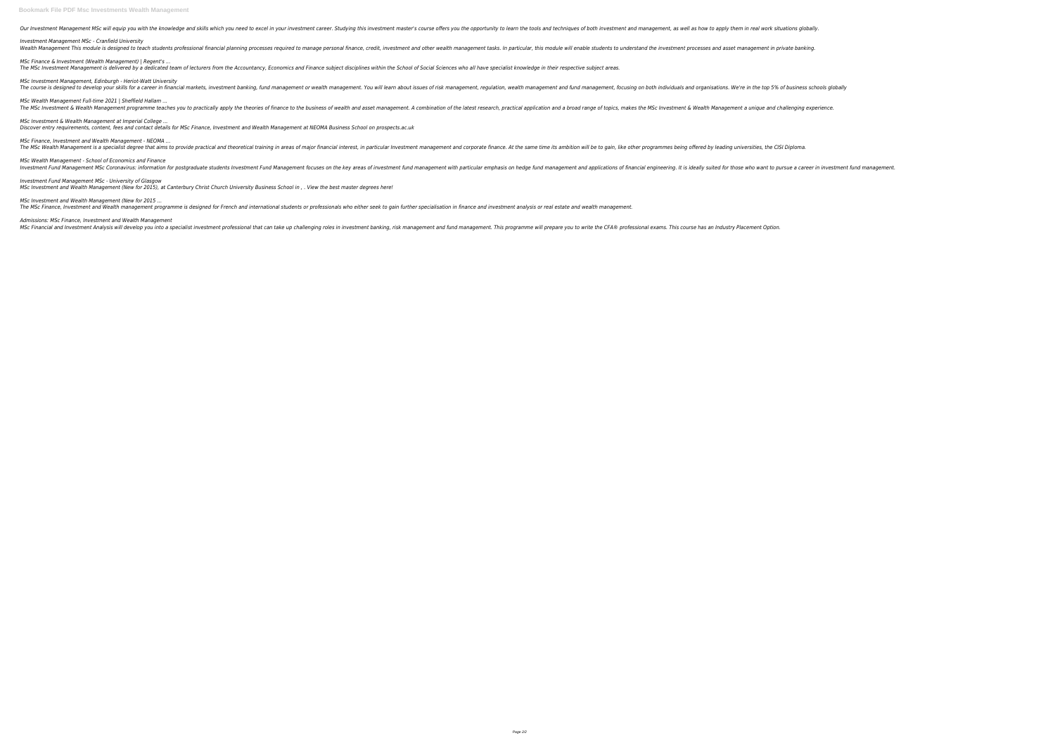*Our Investment Management MSc will equip you with the knowledge and skills which you need to excel in your investment career. Studying this investment master's course offers you the opportunity to learn the tools and techniques of both investment and management, as well as how to apply them in real work situations globally.*

*Investment Management MSc - Cranfield University*

*Wealth Management This module is designed to teach students professional financial planning processes required to manage personal finance, credit, investment and other wealth management tasks. In particular, this module will enable students to understand the investment processes and asset management in private banking.*

*MSc Finance & Investment (Wealth Management) | Regent's ...*

*The MSc Investment Management is delivered by a dedicated team of lecturers from the Accountancy, Economics and Finance subject disciplines within the School of Social Sciences who all have specialist knowledge in their respective subject areas.*

*MSc Investment Management, Edinburgh - Heriot-Watt University*

*The course is designed to develop your skills for a career in financial markets, investment banking, fund management or wealth management. You will learn about issues of risk management, regulation, wealth management and fund management, focusing on both individuals and organisations. We're in the top 5% of business schools globally*

*MSc Wealth Management Full-time 2021 | Sheffield Hallam ...*

*The MSc Investment & Wealth Management programme teaches you to practically apply the theories of finance to the business of wealth and asset management. A combination of the latest research, practical application and a broad range of topics, makes the MSc Investment & Wealth Management a unique and challenging experience.*

*MSc Investment & Wealth Management at Imperial College ...*

*Discover entry requirements, content, fees and contact details for MSc Finance, Investment and Wealth Management at NEOMA Business School on prospects.ac.uk*

*MSc Finance, Investment and Wealth Management - NEOMA ...*

*The MSc Wealth Management is a specialist degree that aims to provide practical and theoretical training in areas of major financial interest, in particular Investment management and corporate finance. At the same time its ambition will be to gain, like other programmes being offered by leading universities, the CISI Diploma.*

*MSc Wealth Management - School of Economics and Finance*

*Investment Fund Management MSc Coronavirus: information for postgraduate students Investment Fund Management focuses on the key areas of investment fund management with particular emphasis on hedge fund management and applications of financial engineering. It is ideally suited for those who want to pursue a career in investment fund management.*

*Investment Fund Management MSc - University of Glasgow*

*MSc Investment and Wealth Management (New for 2015), at Canterbury Christ Church University Business School in , . View the best master degrees here!*

*MSc Investment and Wealth Management (New for 2015 ...*

*The MSc Finance, Investment and Wealth management programme is designed for French and international students or professionals who either seek to gain further specialisation in finance and investment analysis or real estate and wealth management.*

*Admissions: MSc Finance, Investment and Wealth Management*

*MSc Financial and Investment Analysis will develop you into a specialist investment professional that can take up challenging roles in investment banking, risk management and fund management. This programme will prepare you to write the CFA® professional exams. This course has an Industry Placement Option.*